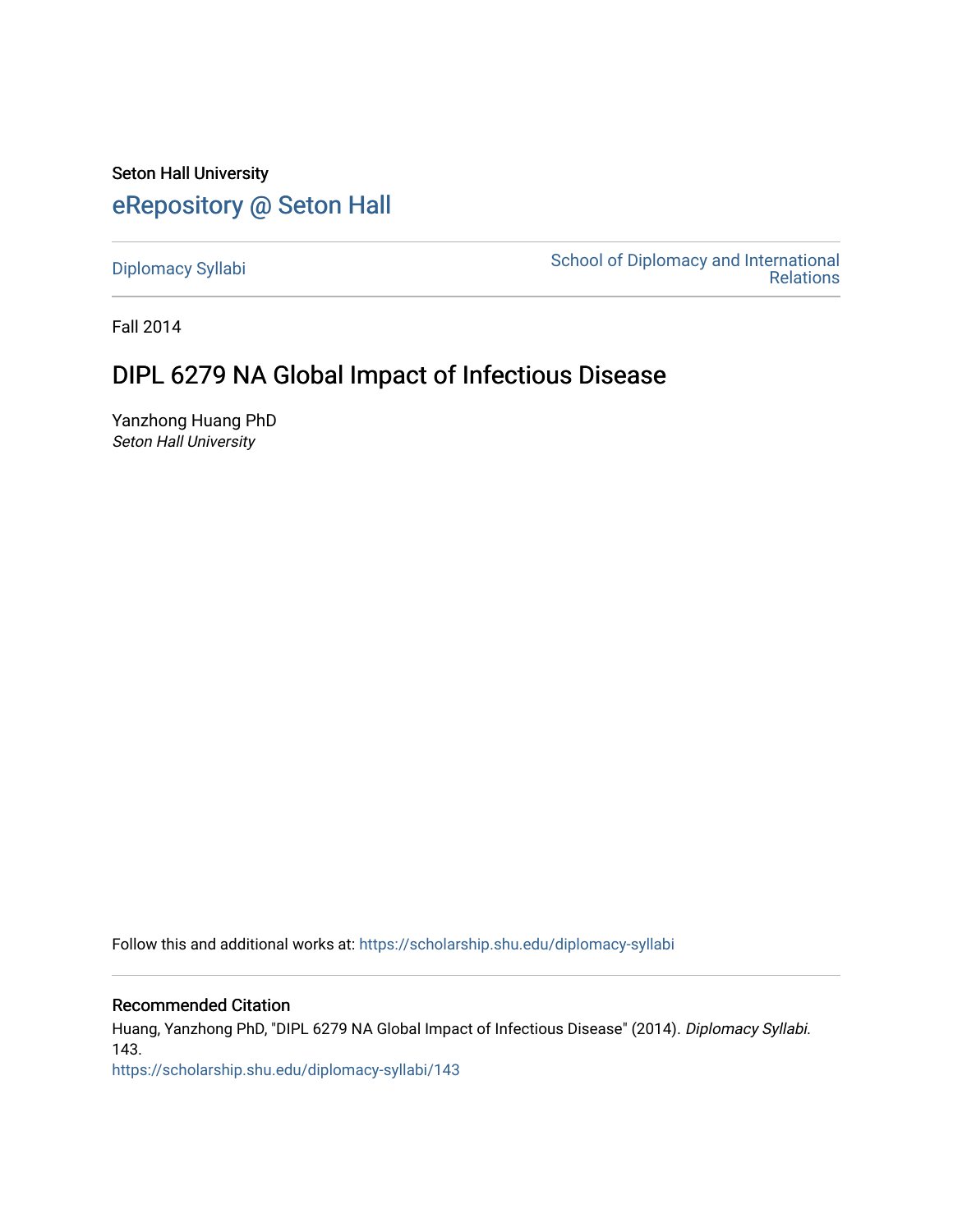Seton Hall University

# eRepository @ Seton Hall

Diplomacy Syllabi

School of Diplomacy and International Relations

Fall 2014

## DIPL 6279 NA Global Impact of Infectious Disease

Yanzhong Huang PhD
*Seton Hall University*

Follow this and additional works at: https://scholarship.shu.edu/diplomacy-syllabi

### Recommended Citation

Huang, Yanzhong PhD, "DIPL 6279 NA Global Impact of Infectious Disease" (2014). *Diplomacy Syllabi*. 143.
https://scholarship.shu.edu/diplomacy-syllabi/143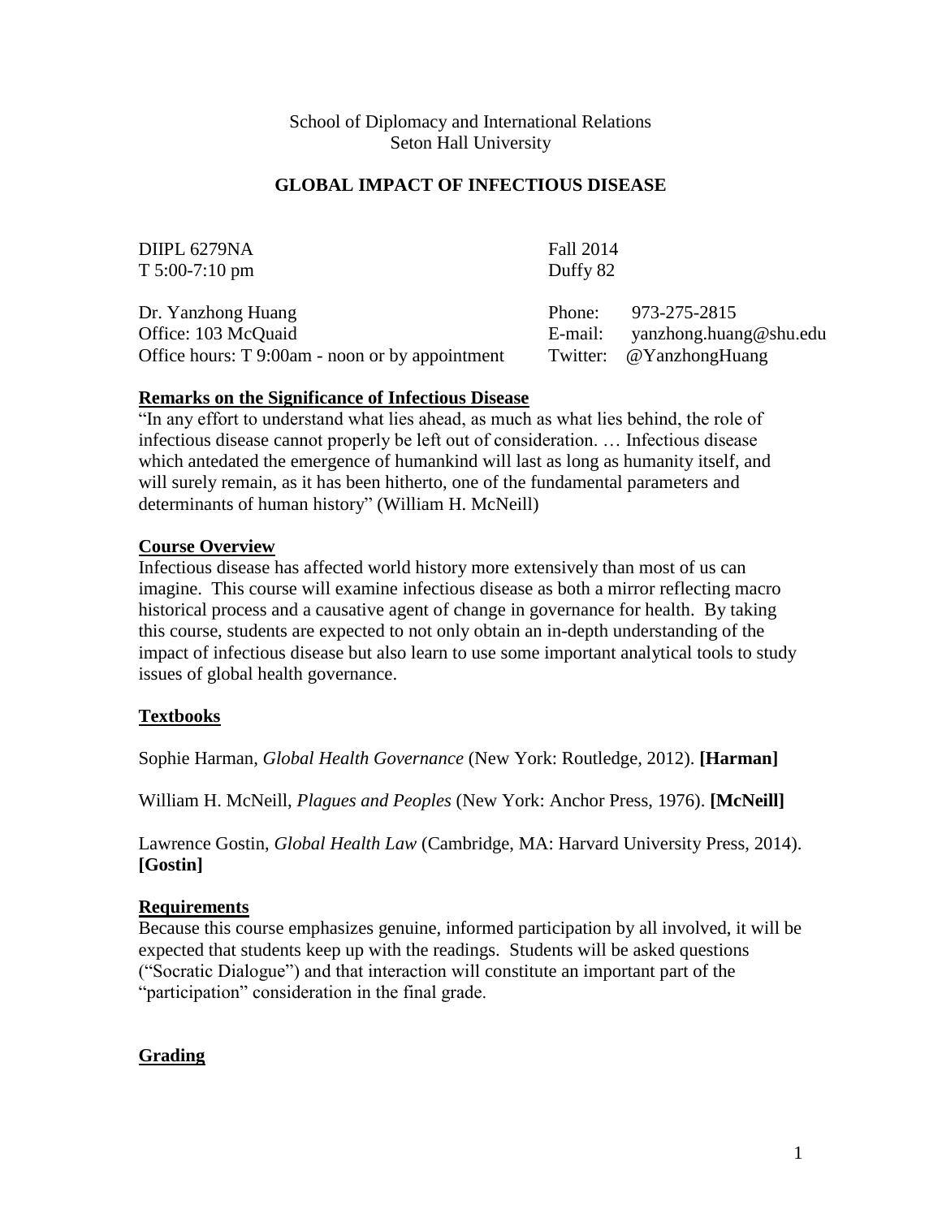School of Diplomacy and International Relations
Seton Hall University

# GLOBAL IMPACT OF INFECTIOUS DISEASE

| | |
|---|---|
| DIIPL 6279NA | Fall 2014 |
| T 5:00-7:10 pm | Duffy 82 |

| | |
|---|---|
| Dr. Yanzhong Huang | Phone: 973-275-2815 |
| Office: 103 McQuaid | E-mail: yanzhong.huang@shu.edu |
| Office hours: T 9:00am - noon or by appointment | Twitter: @YanzhongHuang |

## Remarks on the Significance of Infectious Disease

"In any effort to understand what lies ahead, as much as what lies behind, the role of infectious disease cannot properly be left out of consideration. … Infectious disease which antedated the emergence of humankind will last as long as humanity itself, and will surely remain, as it has been hitherto, one of the fundamental parameters and determinants of human history" (William H. McNeill)

## Course Overview

Infectious disease has affected world history more extensively than most of us can imagine. This course will examine infectious disease as both a mirror reflecting macro historical process and a causative agent of change in governance for health. By taking this course, students are expected to not only obtain an in-depth understanding of the impact of infectious disease but also learn to use some important analytical tools to study issues of global health governance.

## Textbooks

Sophie Harman, *Global Health Governance* (New York: Routledge, 2012). **[Harman]**

William H. McNeill, *Plagues and Peoples* (New York: Anchor Press, 1976). **[McNeill]**

Lawrence Gostin, *Global Health Law* (Cambridge, MA: Harvard University Press, 2014). **[Gostin]**

## Requirements

Because this course emphasizes genuine, informed participation by all involved, it will be expected that students keep up with the readings. Students will be asked questions ("Socratic Dialogue") and that interaction will constitute an important part of the "participation" consideration in the final grade.

## Grading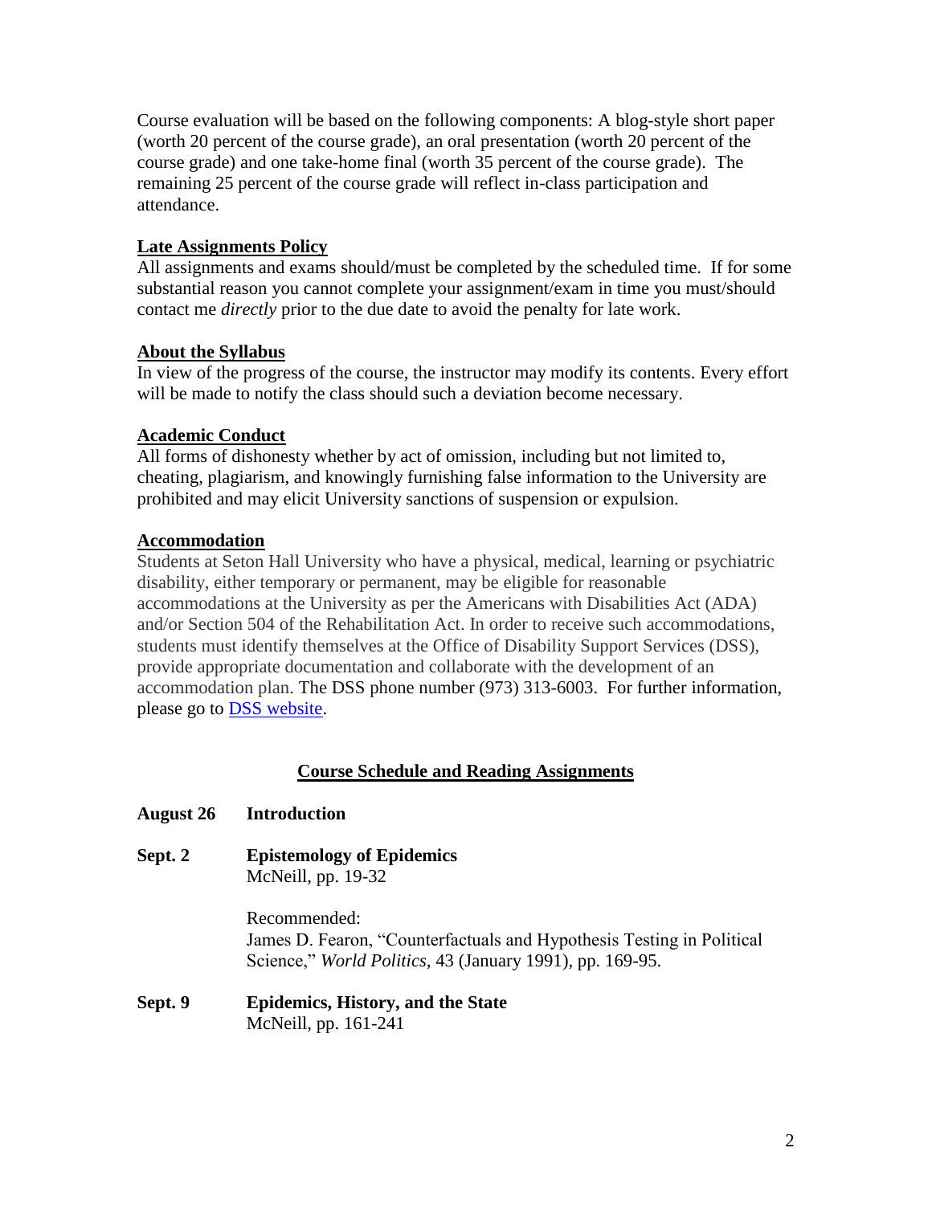Course evaluation will be based on the following components: A blog-style short paper (worth 20 percent of the course grade), an oral presentation (worth 20 percent of the course grade) and one take-home final (worth 35 percent of the course grade). The remaining 25 percent of the course grade will reflect in-class participation and attendance.

**Late Assignments Policy**

All assignments and exams should/must be completed by the scheduled time. If for some substantial reason you cannot complete your assignment/exam in time you must/should contact me *directly* prior to the due date to avoid the penalty for late work.

**About the Syllabus**

In view of the progress of the course, the instructor may modify its contents. Every effort will be made to notify the class should such a deviation become necessary.

**Academic Conduct**

All forms of dishonesty whether by act of omission, including but not limited to, cheating, plagiarism, and knowingly furnishing false information to the University are prohibited and may elicit University sanctions of suspension or expulsion.

**Accommodation**

Students at Seton Hall University who have a physical, medical, learning or psychiatric disability, either temporary or permanent, may be eligible for reasonable accommodations at the University as per the Americans with Disabilities Act (ADA) and/or Section 504 of the Rehabilitation Act. In order to receive such accommodations, students must identify themselves at the Office of Disability Support Services (DSS), provide appropriate documentation and collaborate with the development of an accommodation plan. The DSS phone number (973) 313-6003. For further information, please go to DSS website.

## Course Schedule and Reading Assignments

**August 26 Introduction**

**Sept. 2 Epistemology of Epidemics**
McNeill, pp. 19-32

Recommended:
James D. Fearon, "Counterfactuals and Hypothesis Testing in Political Science," *World Politics*, 43 (January 1991), pp. 169-95.

**Sept. 9 Epidemics, History, and the State**
McNeill, pp. 161-241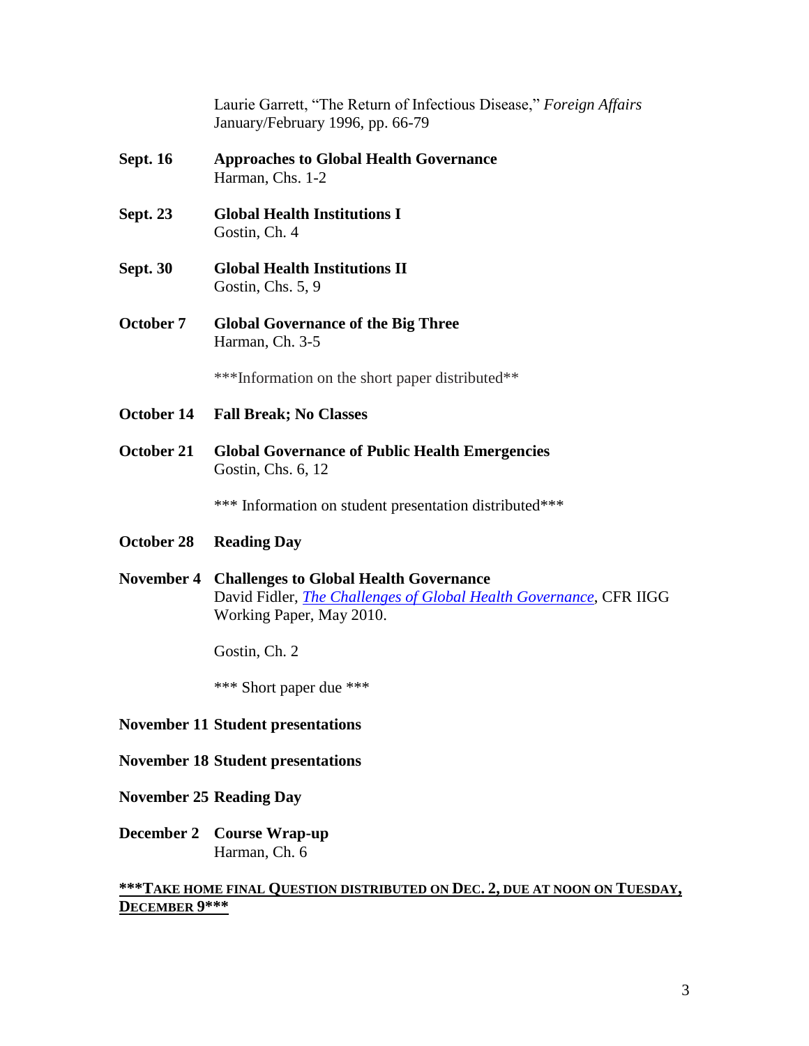Laurie Garrett, "The Return of Infectious Disease," *Foreign Affairs* January/February 1996, pp. 66-79

**Sept. 16** **Approaches to Global Health Governance**
Harman, Chs. 1-2

**Sept. 23** **Global Health Institutions I**
Gostin, Ch. 4

**Sept. 30** **Global Health Institutions II**
Gostin, Chs. 5, 9

**October 7** **Global Governance of the Big Three**
Harman, Ch. 3-5

***Information on the short paper distributed**

**October 14** **Fall Break; No Classes**

**October 21** **Global Governance of Public Health Emergencies**
Gostin, Chs. 6, 12

*** Information on student presentation distributed***

**October 28** **Reading Day**

**November 4** **Challenges to Global Health Governance**
David Fidler, *The Challenges of Global Health Governance*, CFR IIGG Working Paper, May 2010.

Gostin, Ch. 2

*** Short paper due ***

**November 11** **Student presentations**

**November 18** **Student presentations**

**November 25** **Reading Day**

**December 2** **Course Wrap-up**
Harman, Ch. 6

**\*\*\*TAKE HOME FINAL QUESTION DISTRIBUTED ON DEC. 2, DUE AT NOON ON TUESDAY, DECEMBER 9\*\*\***